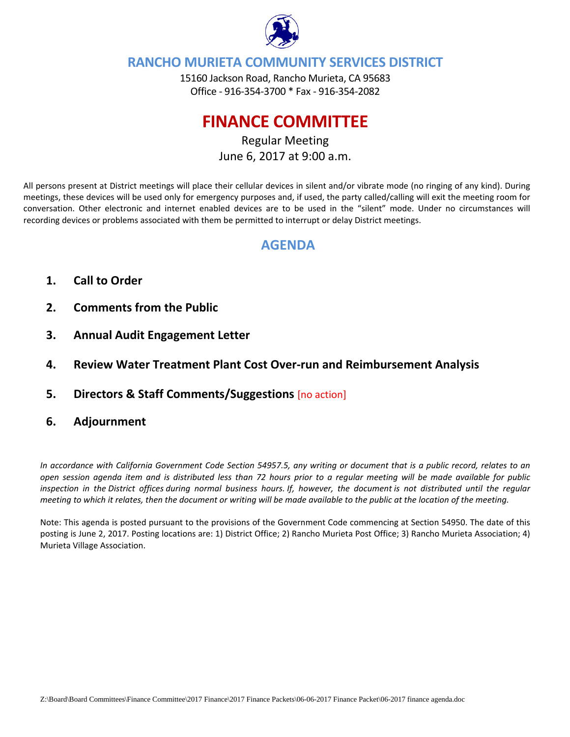# RANCHO MURIETA COMMUNITY SERVICES DISTRICT

15160 Jackson Road, Rancho Murieta, CA 95683
Office - 916-354-3700 * Fax - 916-354-2082

# FINANCE COMMITTEE

Regular Meeting
June 6, 2017 at 9:00 a.m.

All persons present at District meetings will place their cellular devices in silent and/or vibrate mode (no ringing of any kind). During meetings, these devices will be used only for emergency purposes and, if used, the party called/calling will exit the meeting room for conversation. Other electronic and internet enabled devices are to be used in the "silent" mode. Under no circumstances will recording devices or problems associated with them be permitted to interrupt or delay District meetings.

## AGENDA

1. **Call to Order**
2. **Comments from the Public**
3. **Annual Audit Engagement Letter**
4. **Review Water Treatment Plant Cost Over-run and Reimbursement Analysis**
5. **Directors & Staff Comments/Suggestions** [no action]
6. **Adjournment**

*In accordance with California Government Code Section 54957.5, any writing or document that is a public record, relates to an open session agenda item and is distributed less than 72 hours prior to a regular meeting will be made available for public inspection in the District offices during normal business hours. If, however, the document is not distributed until the regular meeting to which it relates, then the document or writing will be made available to the public at the location of the meeting.*

Note: This agenda is posted pursuant to the provisions of the Government Code commencing at Section 54950. The date of this posting is June 2, 2017. Posting locations are: 1) District Office; 2) Rancho Murieta Post Office; 3) Rancho Murieta Association; 4) Murieta Village Association.

Z:\Board\Board Committees\Finance Committee\2017 Finance\2017 Finance Packets\06-06-2017 Finance Packet\06-2017 finance agenda.doc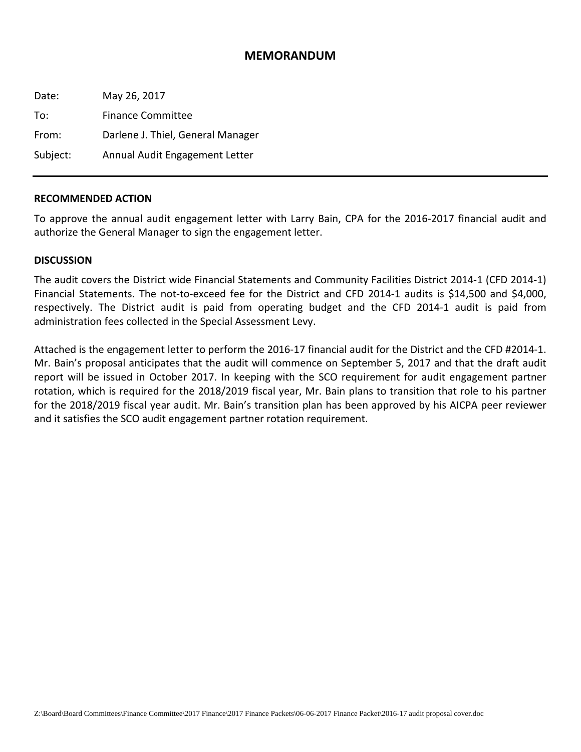# MEMORANDUM

Date: May 26, 2017

To: Finance Committee

From: Darlene J. Thiel, General Manager

Subject: Annual Audit Engagement Letter

---

**RECOMMENDED ACTION**

To approve the annual audit engagement letter with Larry Bain, CPA for the 2016-2017 financial audit and authorize the General Manager to sign the engagement letter.

**DISCUSSION**

The audit covers the District wide Financial Statements and Community Facilities District 2014-1 (CFD 2014-1) Financial Statements. The not-to-exceed fee for the District and CFD 2014-1 audits is $14,500 and $4,000, respectively. The District audit is paid from operating budget and the CFD 2014-1 audit is paid from administration fees collected in the Special Assessment Levy.

Attached is the engagement letter to perform the 2016-17 financial audit for the District and the CFD #2014-1. Mr. Bain's proposal anticipates that the audit will commence on September 5, 2017 and that the draft audit report will be issued in October 2017. In keeping with the SCO requirement for audit engagement partner rotation, which is required for the 2018/2019 fiscal year, Mr. Bain plans to transition that role to his partner for the 2018/2019 fiscal year audit. Mr. Bain's transition plan has been approved by his AICPA peer reviewer and it satisfies the SCO audit engagement partner rotation requirement.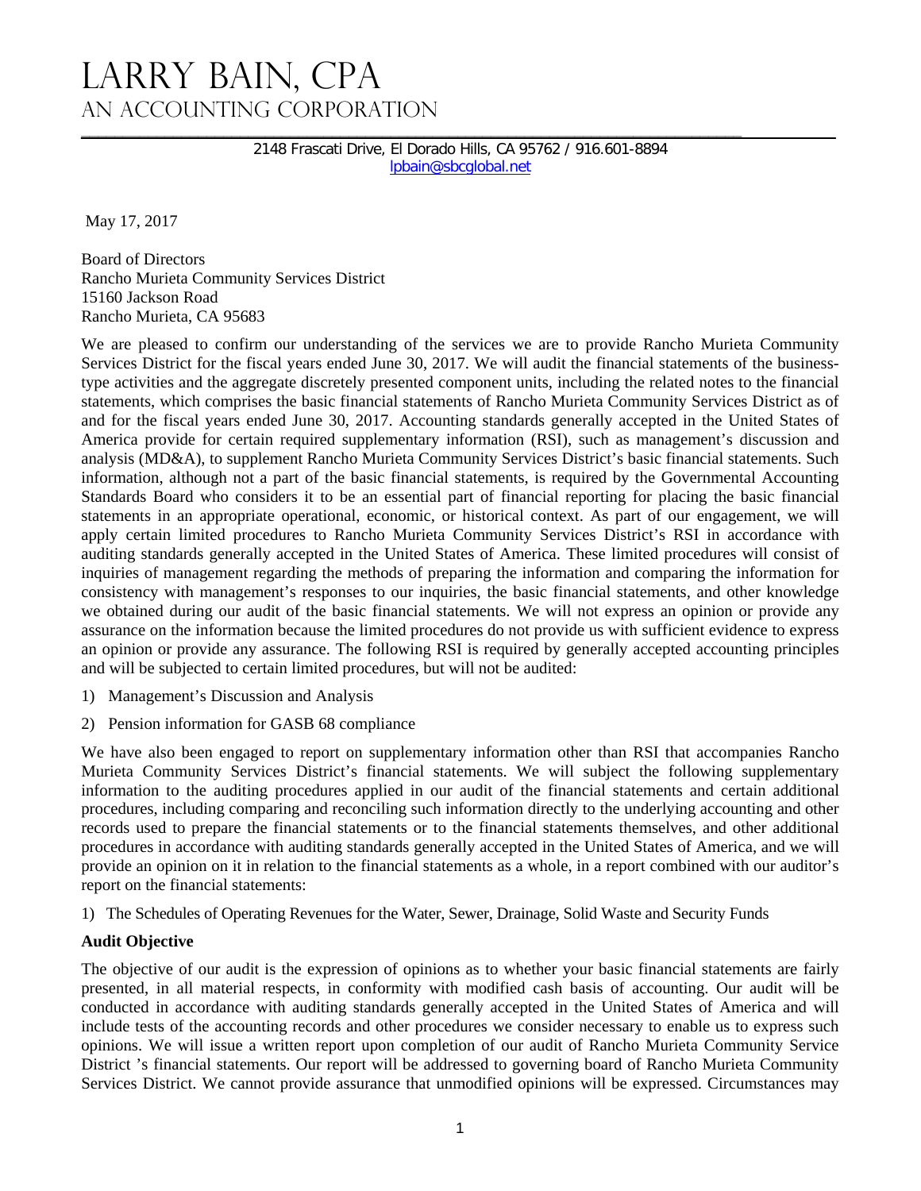# LARRY BAIN, CPA
## AN ACCOUNTING CORPORATION

2148 Frascati Drive, El Dorado Hills, CA 95762 / 916.601-8894
lpbain@sbcglobal.net

May 17, 2017

Board of Directors
Rancho Murieta Community Services District
15160 Jackson Road
Rancho Murieta, CA 95683

We are pleased to confirm our understanding of the services we are to provide Rancho Murieta Community Services District for the fiscal years ended June 30, 2017. We will audit the financial statements of the business-type activities and the aggregate discretely presented component units, including the related notes to the financial statements, which comprises the basic financial statements of Rancho Murieta Community Services District as of and for the fiscal years ended June 30, 2017. Accounting standards generally accepted in the United States of America provide for certain required supplementary information (RSI), such as management's discussion and analysis (MD&A), to supplement Rancho Murieta Community Services District's basic financial statements. Such information, although not a part of the basic financial statements, is required by the Governmental Accounting Standards Board who considers it to be an essential part of financial reporting for placing the basic financial statements in an appropriate operational, economic, or historical context. As part of our engagement, we will apply certain limited procedures to Rancho Murieta Community Services District's RSI in accordance with auditing standards generally accepted in the United States of America. These limited procedures will consist of inquiries of management regarding the methods of preparing the information and comparing the information for consistency with management's responses to our inquiries, the basic financial statements, and other knowledge we obtained during our audit of the basic financial statements. We will not express an opinion or provide any assurance on the information because the limited procedures do not provide us with sufficient evidence to express an opinion or provide any assurance. The following RSI is required by generally accepted accounting principles and will be subjected to certain limited procedures, but will not be audited:

1) Management's Discussion and Analysis
2) Pension information for GASB 68 compliance

We have also been engaged to report on supplementary information other than RSI that accompanies Rancho Murieta Community Services District's financial statements. We will subject the following supplementary information to the auditing procedures applied in our audit of the financial statements and certain additional procedures, including comparing and reconciling such information directly to the underlying accounting and other records used to prepare the financial statements or to the financial statements themselves, and other additional procedures in accordance with auditing standards generally accepted in the United States of America, and we will provide an opinion on it in relation to the financial statements as a whole, in a report combined with our auditor's report on the financial statements:

1) The Schedules of Operating Revenues for the Water, Sewer, Drainage, Solid Waste and Security Funds

**Audit Objective**

The objective of our audit is the expression of opinions as to whether your basic financial statements are fairly presented, in all material respects, in conformity with modified cash basis of accounting. Our audit will be conducted in accordance with auditing standards generally accepted in the United States of America and will include tests of the accounting records and other procedures we consider necessary to enable us to express such opinions. We will issue a written report upon completion of our audit of Rancho Murieta Community Service District 's financial statements. Our report will be addressed to governing board of Rancho Murieta Community Services District. We cannot provide assurance that unmodified opinions will be expressed. Circumstances may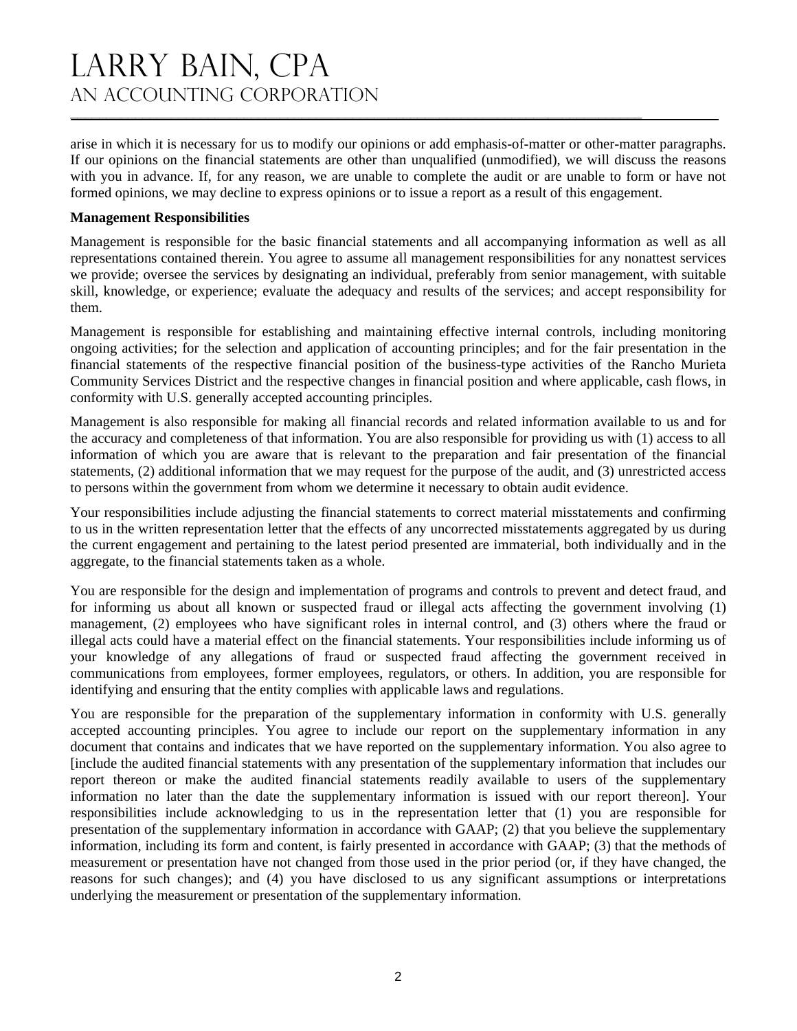arise in which it is necessary for us to modify our opinions or add emphasis-of-matter or other-matter paragraphs. If our opinions on the financial statements are other than unqualified (unmodified), we will discuss the reasons with you in advance. If, for any reason, we are unable to complete the audit or are unable to form or have not formed opinions, we may decline to express opinions or to issue a report as a result of this engagement.

**Management Responsibilities**

Management is responsible for the basic financial statements and all accompanying information as well as all representations contained therein. You agree to assume all management responsibilities for any nonattest services we provide; oversee the services by designating an individual, preferably from senior management, with suitable skill, knowledge, or experience; evaluate the adequacy and results of the services; and accept responsibility for them.

Management is responsible for establishing and maintaining effective internal controls, including monitoring ongoing activities; for the selection and application of accounting principles; and for the fair presentation in the financial statements of the respective financial position of the business-type activities of the Rancho Murieta Community Services District and the respective changes in financial position and where applicable, cash flows, in conformity with U.S. generally accepted accounting principles.

Management is also responsible for making all financial records and related information available to us and for the accuracy and completeness of that information. You are also responsible for providing us with (1) access to all information of which you are aware that is relevant to the preparation and fair presentation of the financial statements, (2) additional information that we may request for the purpose of the audit, and (3) unrestricted access to persons within the government from whom we determine it necessary to obtain audit evidence.

Your responsibilities include adjusting the financial statements to correct material misstatements and confirming to us in the written representation letter that the effects of any uncorrected misstatements aggregated by us during the current engagement and pertaining to the latest period presented are immaterial, both individually and in the aggregate, to the financial statements taken as a whole.

You are responsible for the design and implementation of programs and controls to prevent and detect fraud, and for informing us about all known or suspected fraud or illegal acts affecting the government involving (1) management, (2) employees who have significant roles in internal control, and (3) others where the fraud or illegal acts could have a material effect on the financial statements. Your responsibilities include informing us of your knowledge of any allegations of fraud or suspected fraud affecting the government received in communications from employees, former employees, regulators, or others. In addition, you are responsible for identifying and ensuring that the entity complies with applicable laws and regulations.

You are responsible for the preparation of the supplementary information in conformity with U.S. generally accepted accounting principles. You agree to include our report on the supplementary information in any document that contains and indicates that we have reported on the supplementary information. You also agree to [include the audited financial statements with any presentation of the supplementary information that includes our report thereon or make the audited financial statements readily available to users of the supplementary information no later than the date the supplementary information is issued with our report thereon]. Your responsibilities include acknowledging to us in the representation letter that (1) you are responsible for presentation of the supplementary information in accordance with GAAP; (2) that you believe the supplementary information, including its form and content, is fairly presented in accordance with GAAP; (3) that the methods of measurement or presentation have not changed from those used in the prior period (or, if they have changed, the reasons for such changes); and (4) you have disclosed to us any significant assumptions or interpretations underlying the measurement or presentation of the supplementary information.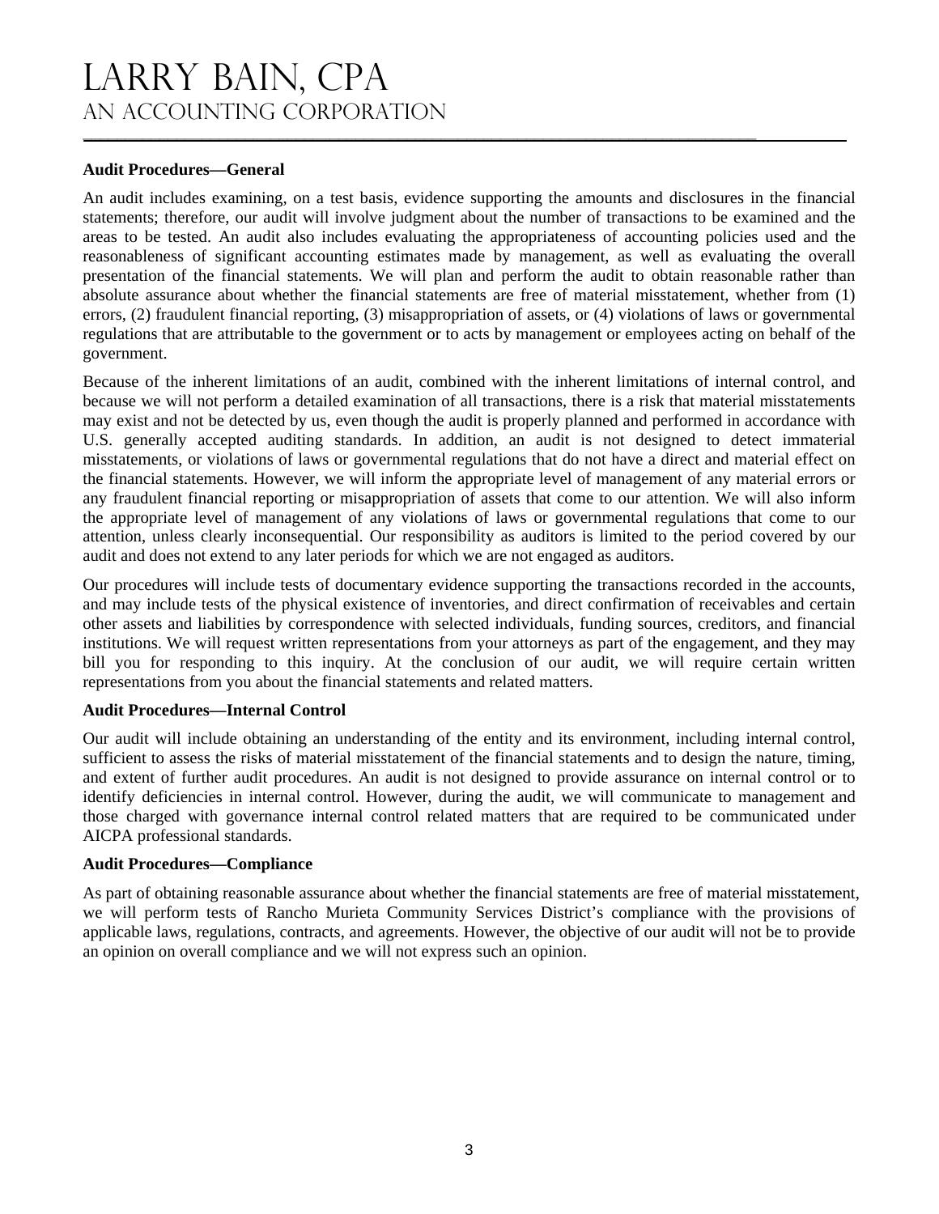**Audit Procedures—General**

An audit includes examining, on a test basis, evidence supporting the amounts and disclosures in the financial statements; therefore, our audit will involve judgment about the number of transactions to be examined and the areas to be tested. An audit also includes evaluating the appropriateness of accounting policies used and the reasonableness of significant accounting estimates made by management, as well as evaluating the overall presentation of the financial statements. We will plan and perform the audit to obtain reasonable rather than absolute assurance about whether the financial statements are free of material misstatement, whether from (1) errors, (2) fraudulent financial reporting, (3) misappropriation of assets, or (4) violations of laws or governmental regulations that are attributable to the government or to acts by management or employees acting on behalf of the government.

Because of the inherent limitations of an audit, combined with the inherent limitations of internal control, and because we will not perform a detailed examination of all transactions, there is a risk that material misstatements may exist and not be detected by us, even though the audit is properly planned and performed in accordance with U.S. generally accepted auditing standards. In addition, an audit is not designed to detect immaterial misstatements, or violations of laws or governmental regulations that do not have a direct and material effect on the financial statements. However, we will inform the appropriate level of management of any material errors or any fraudulent financial reporting or misappropriation of assets that come to our attention. We will also inform the appropriate level of management of any violations of laws or governmental regulations that come to our attention, unless clearly inconsequential. Our responsibility as auditors is limited to the period covered by our audit and does not extend to any later periods for which we are not engaged as auditors.

Our procedures will include tests of documentary evidence supporting the transactions recorded in the accounts, and may include tests of the physical existence of inventories, and direct confirmation of receivables and certain other assets and liabilities by correspondence with selected individuals, funding sources, creditors, and financial institutions. We will request written representations from your attorneys as part of the engagement, and they may bill you for responding to this inquiry. At the conclusion of our audit, we will require certain written representations from you about the financial statements and related matters.

**Audit Procedures—Internal Control**

Our audit will include obtaining an understanding of the entity and its environment, including internal control, sufficient to assess the risks of material misstatement of the financial statements and to design the nature, timing, and extent of further audit procedures. An audit is not designed to provide assurance on internal control or to identify deficiencies in internal control. However, during the audit, we will communicate to management and those charged with governance internal control related matters that are required to be communicated under AICPA professional standards.

**Audit Procedures—Compliance**

As part of obtaining reasonable assurance about whether the financial statements are free of material misstatement, we will perform tests of Rancho Murieta Community Services District's compliance with the provisions of applicable laws, regulations, contracts, and agreements. However, the objective of our audit will not be to provide an opinion on overall compliance and we will not express such an opinion.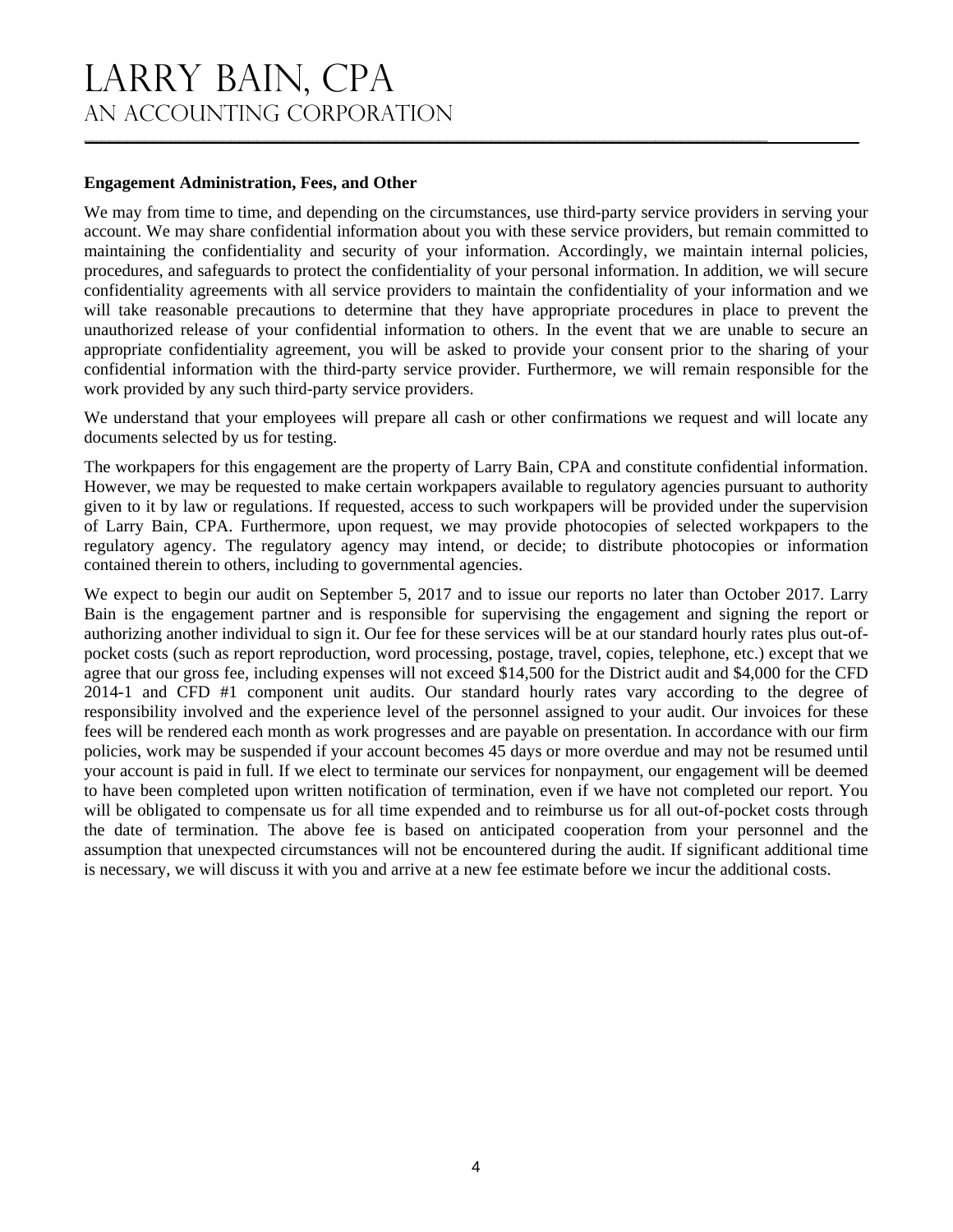## Engagement Administration, Fees, and Other

We may from time to time, and depending on the circumstances, use third-party service providers in serving your account. We may share confidential information about you with these service providers, but remain committed to maintaining the confidentiality and security of your information. Accordingly, we maintain internal policies, procedures, and safeguards to protect the confidentiality of your personal information. In addition, we will secure confidentiality agreements with all service providers to maintain the confidentiality of your information and we will take reasonable precautions to determine that they have appropriate procedures in place to prevent the unauthorized release of your confidential information to others. In the event that we are unable to secure an appropriate confidentiality agreement, you will be asked to provide your consent prior to the sharing of your confidential information with the third-party service provider. Furthermore, we will remain responsible for the work provided by any such third-party service providers.

We understand that your employees will prepare all cash or other confirmations we request and will locate any documents selected by us for testing.

The workpapers for this engagement are the property of Larry Bain, CPA and constitute confidential information. However, we may be requested to make certain workpapers available to regulatory agencies pursuant to authority given to it by law or regulations. If requested, access to such workpapers will be provided under the supervision of Larry Bain, CPA. Furthermore, upon request, we may provide photocopies of selected workpapers to the regulatory agency. The regulatory agency may intend, or decide; to distribute photocopies or information contained therein to others, including to governmental agencies.

We expect to begin our audit on September 5, 2017 and to issue our reports no later than October 2017. Larry Bain is the engagement partner and is responsible for supervising the engagement and signing the report or authorizing another individual to sign it. Our fee for these services will be at our standard hourly rates plus out-of-pocket costs (such as report reproduction, word processing, postage, travel, copies, telephone, etc.) except that we agree that our gross fee, including expenses will not exceed $14,500 for the District audit and $4,000 for the CFD 2014-1 and CFD #1 component unit audits. Our standard hourly rates vary according to the degree of responsibility involved and the experience level of the personnel assigned to your audit. Our invoices for these fees will be rendered each month as work progresses and are payable on presentation. In accordance with our firm policies, work may be suspended if your account becomes 45 days or more overdue and may not be resumed until your account is paid in full. If we elect to terminate our services for nonpayment, our engagement will be deemed to have been completed upon written notification of termination, even if we have not completed our report. You will be obligated to compensate us for all time expended and to reimburse us for all out-of-pocket costs through the date of termination. The above fee is based on anticipated cooperation from your personnel and the assumption that unexpected circumstances will not be encountered during the audit. If significant additional time is necessary, we will discuss it with you and arrive at a new fee estimate before we incur the additional costs.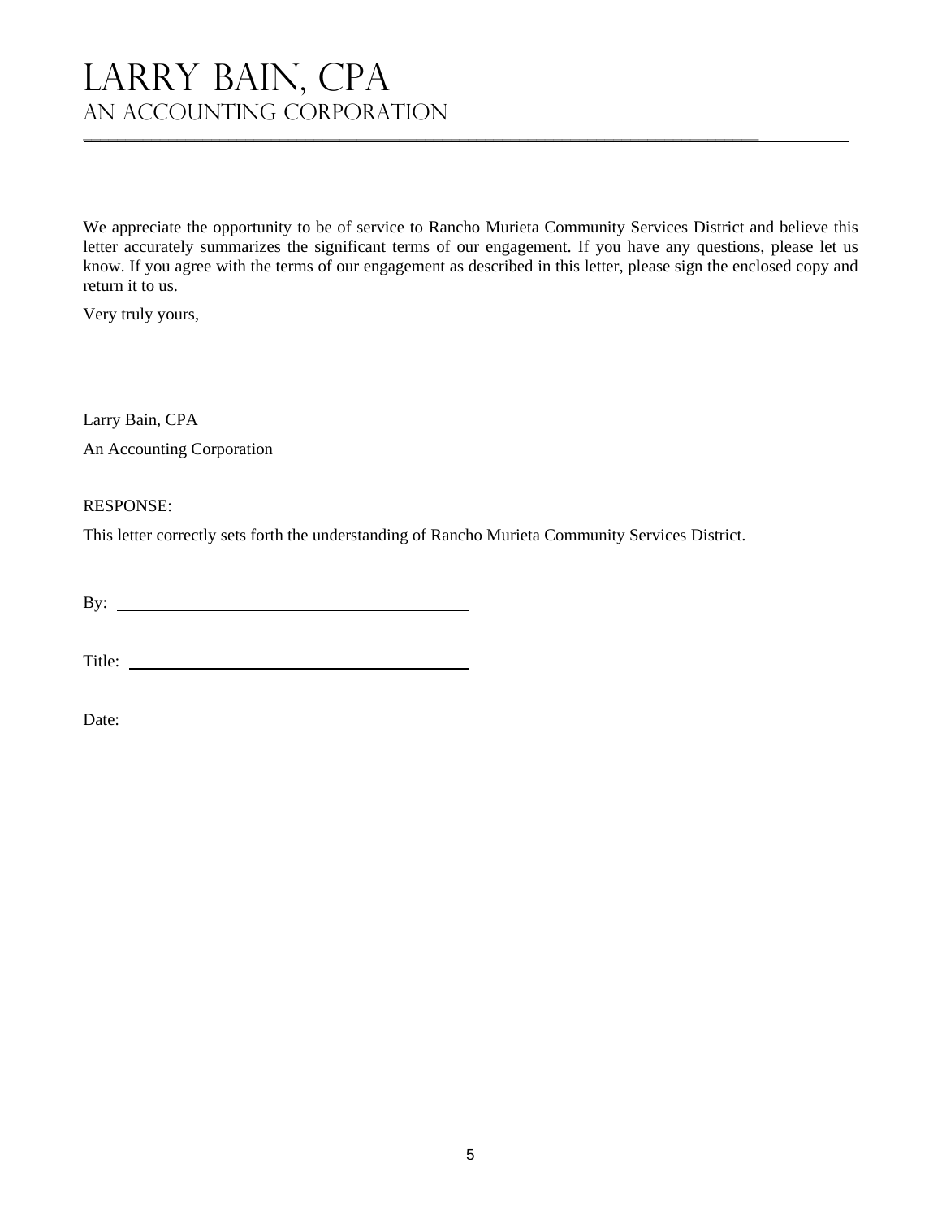# LARRY BAIN, CPA
## AN ACCOUNTING CORPORATION

We appreciate the opportunity to be of service to Rancho Murieta Community Services District and believe this letter accurately summarizes the significant terms of our engagement. If you have any questions, please let us know. If you agree with the terms of our engagement as described in this letter, please sign the enclosed copy and return it to us.

Very truly yours,

Larry Bain, CPA

An Accounting Corporation

RESPONSE:

This letter correctly sets forth the understanding of Rancho Murieta Community Services District.

By: ________________________________________

Title: ________________________________________

Date: ________________________________________